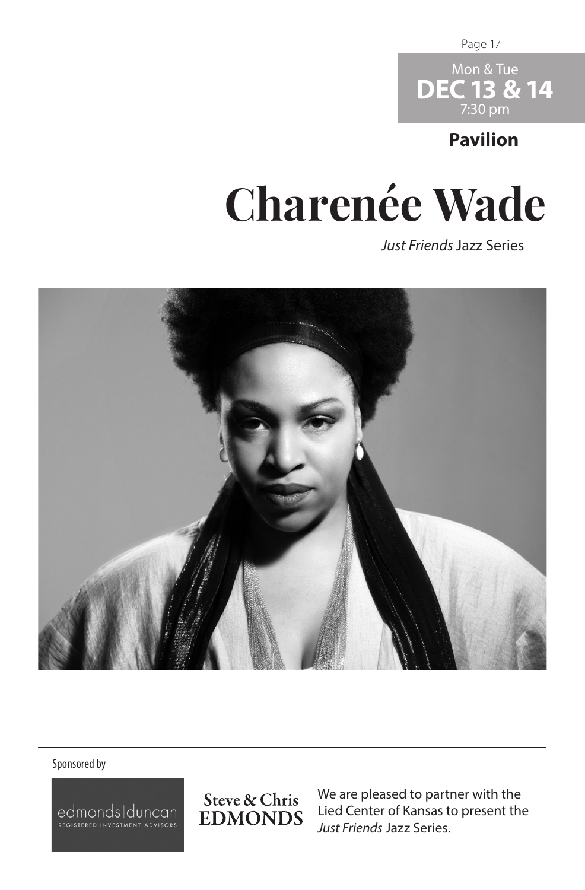Mon & Tue
**DEC 13 & 14**
7:30 pm

**Pavilion**

# Charenée Wade

*Just Friends* Jazz Series

Sponsored by

edmonds|duncan
REGISTERED INVESTMENT ADVISORS

Steve & Chris
EDMONDS

We are pleased to partner with the Lied Center of Kansas to present the *Just Friends* Jazz Series.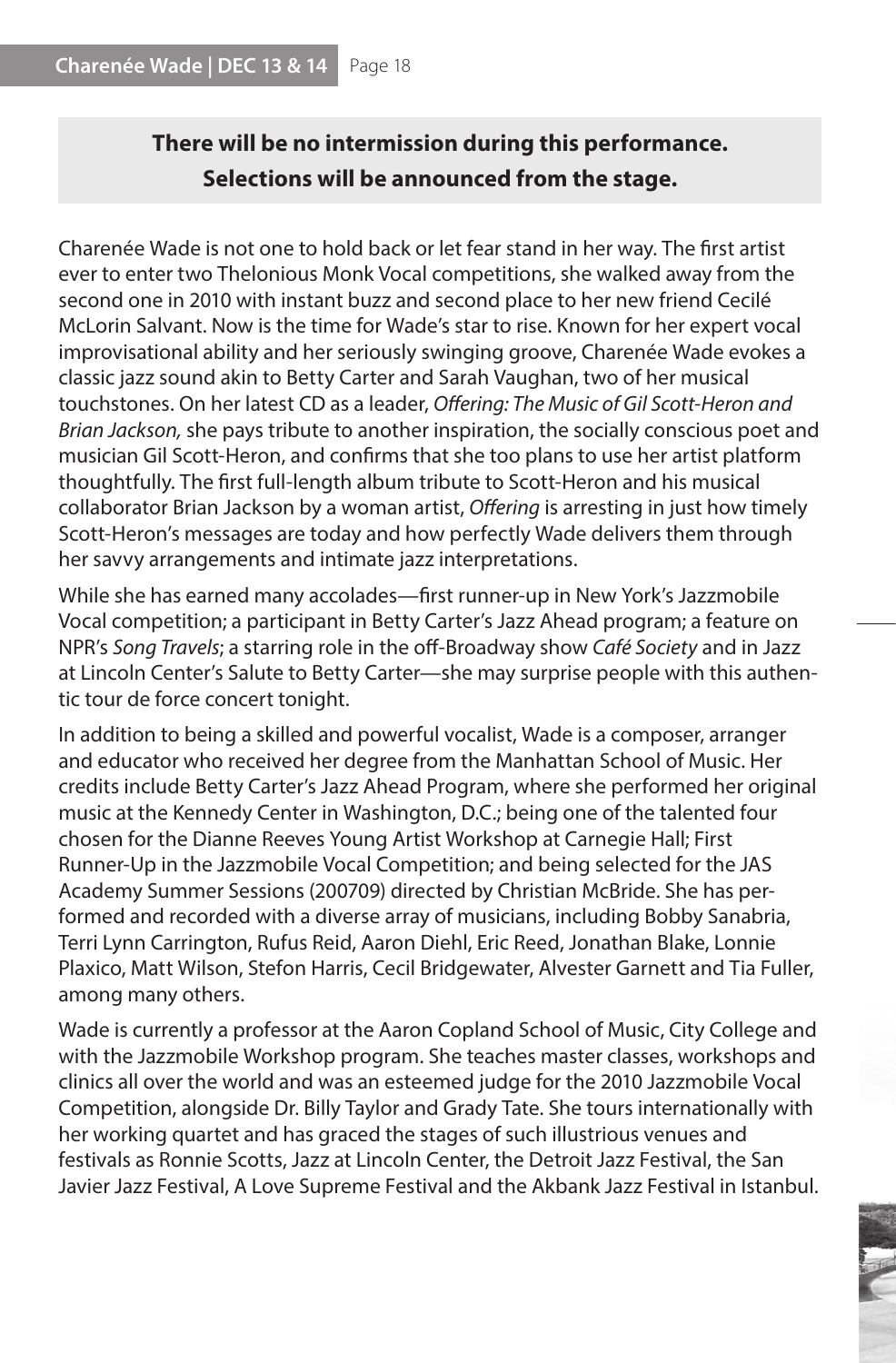**There will be no intermission during this performance.**
**Selections will be announced from the stage.**

Charenée Wade is not one to hold back or let fear stand in her way. The first artist ever to enter two Thelonious Monk Vocal competitions, she walked away from the second one in 2010 with instant buzz and second place to her new friend Cecilé McLorin Salvant. Now is the time for Wade's star to rise. Known for her expert vocal improvisational ability and her seriously swinging groove, Charenée Wade evokes a classic jazz sound akin to Betty Carter and Sarah Vaughan, two of her musical touchstones. On her latest CD as a leader, *Offering: The Music of Gil Scott-Heron and Brian Jackson,* she pays tribute to another inspiration, the socially conscious poet and musician Gil Scott-Heron, and confirms that she too plans to use her artist platform thoughtfully. The first full-length album tribute to Scott-Heron and his musical collaborator Brian Jackson by a woman artist, *Offering* is arresting in just how timely Scott-Heron's messages are today and how perfectly Wade delivers them through her savvy arrangements and intimate jazz interpretations.

While she has earned many accolades—first runner-up in New York's Jazzmobile Vocal competition; a participant in Betty Carter's Jazz Ahead program; a feature on NPR's *Song Travels*; a starring role in the off-Broadway show *Café Society* and in Jazz at Lincoln Center's Salute to Betty Carter—she may surprise people with this authentic tour de force concert tonight.

In addition to being a skilled and powerful vocalist, Wade is a composer, arranger and educator who received her degree from the Manhattan School of Music. Her credits include Betty Carter's Jazz Ahead Program, where she performed her original music at the Kennedy Center in Washington, D.C.; being one of the talented four chosen for the Dianne Reeves Young Artist Workshop at Carnegie Hall; First Runner-Up in the Jazzmobile Vocal Competition; and being selected for the JAS Academy Summer Sessions (200709) directed by Christian McBride. She has performed and recorded with a diverse array of musicians, including Bobby Sanabria, Terri Lynn Carrington, Rufus Reid, Aaron Diehl, Eric Reed, Jonathan Blake, Lonnie Plaxico, Matt Wilson, Stefon Harris, Cecil Bridgewater, Alvester Garnett and Tia Fuller, among many others.

Wade is currently a professor at the Aaron Copland School of Music, City College and with the Jazzmobile Workshop program. She teaches master classes, workshops and clinics all over the world and was an esteemed judge for the 2010 Jazzmobile Vocal Competition, alongside Dr. Billy Taylor and Grady Tate. She tours internationally with her working quartet and has graced the stages of such illustrious venues and festivals as Ronnie Scotts, Jazz at Lincoln Center, the Detroit Jazz Festival, the San Javier Jazz Festival, A Love Supreme Festival and the Akbank Jazz Festival in Istanbul.